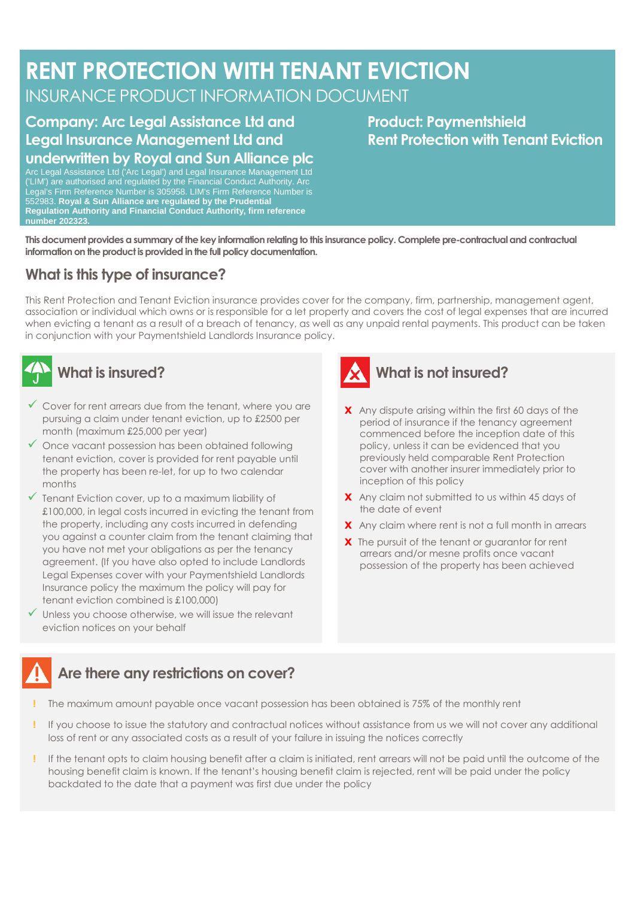# RENT PROTECTION WITH TENANT EVICTION

INSURANCE PRODUCT INFORMATION DOCUMENT

## Company: Arc Legal Assistance Ltd and Legal Insurance Management Ltd and underwritten by Royal and Sun Alliance plc

Arc Legal Assistance Ltd ('Arc Legal') and Legal Insurance Management Ltd ('LIM') are authorised and regulated by the Financial Conduct Authority. Arc Legal's Firm Reference Number is 305958. LIM's Firm Reference Number is 552983. **Royal & Sun Alliance are regulated by the Prudential Regulation Authority and Financial Conduct Authority, firm reference number 202323.**

## Product: Paymentshield Rent Protection with Tenant Eviction

**This document provides a summary of the key information relating to this insurance policy. Complete pre-contractual and contractual information on the product is provided in the full policy documentation.**

## What is this type of insurance?

This Rent Protection and Tenant Eviction insurance provides cover for the company, firm, partnership, management agent, association or individual which owns or is responsible for a let property and covers the cost of legal expenses that are incurred when evicting a tenant as a result of a breach of tenancy, as well as any unpaid rental payments. This product can be taken in conjunction with your Paymentshield Landlords Insurance policy.

## What is insured?

- ✓ Cover for rent arrears due from the tenant, where you are pursuing a claim under tenant eviction, up to £2500 per month (maximum £25,000 per year)
- ✓ Once vacant possession has been obtained following tenant eviction, cover is provided for rent payable until the property has been re-let, for up to two calendar months
- ✓ Tenant Eviction cover, up to a maximum liability of £100,000, in legal costs incurred in evicting the tenant from the property, including any costs incurred in defending you against a counter claim from the tenant claiming that you have not met your obligations as per the tenancy agreement. (If you have also opted to include Landlords Legal Expenses cover with your Paymentshield Landlords Insurance policy the maximum the policy will pay for tenant eviction combined is £100,000)
- ✓ Unless you choose otherwise, we will issue the relevant eviction notices on your behalf

## What is not insured?

- ✗ Any dispute arising within the first 60 days of the period of insurance if the tenancy agreement commenced before the inception date of this policy, unless it can be evidenced that you previously held comparable Rent Protection cover with another insurer immediately prior to inception of this policy
- ✗ Any claim not submitted to us within 45 days of the date of event
- ✗ Any claim where rent is not a full month in arrears
- ✗ The pursuit of the tenant or guarantor for rent arrears and/or mesne profits once vacant possession of the property has been achieved

## Are there any restrictions on cover?

- ! The maximum amount payable once vacant possession has been obtained is 75% of the monthly rent
- ! If you choose to issue the statutory and contractual notices without assistance from us we will not cover any additional loss of rent or any associated costs as a result of your failure in issuing the notices correctly
- ! If the tenant opts to claim housing benefit after a claim is initiated, rent arrears will not be paid until the outcome of the housing benefit claim is known. If the tenant's housing benefit claim is rejected, rent will be paid under the policy backdated to the date that a payment was first due under the policy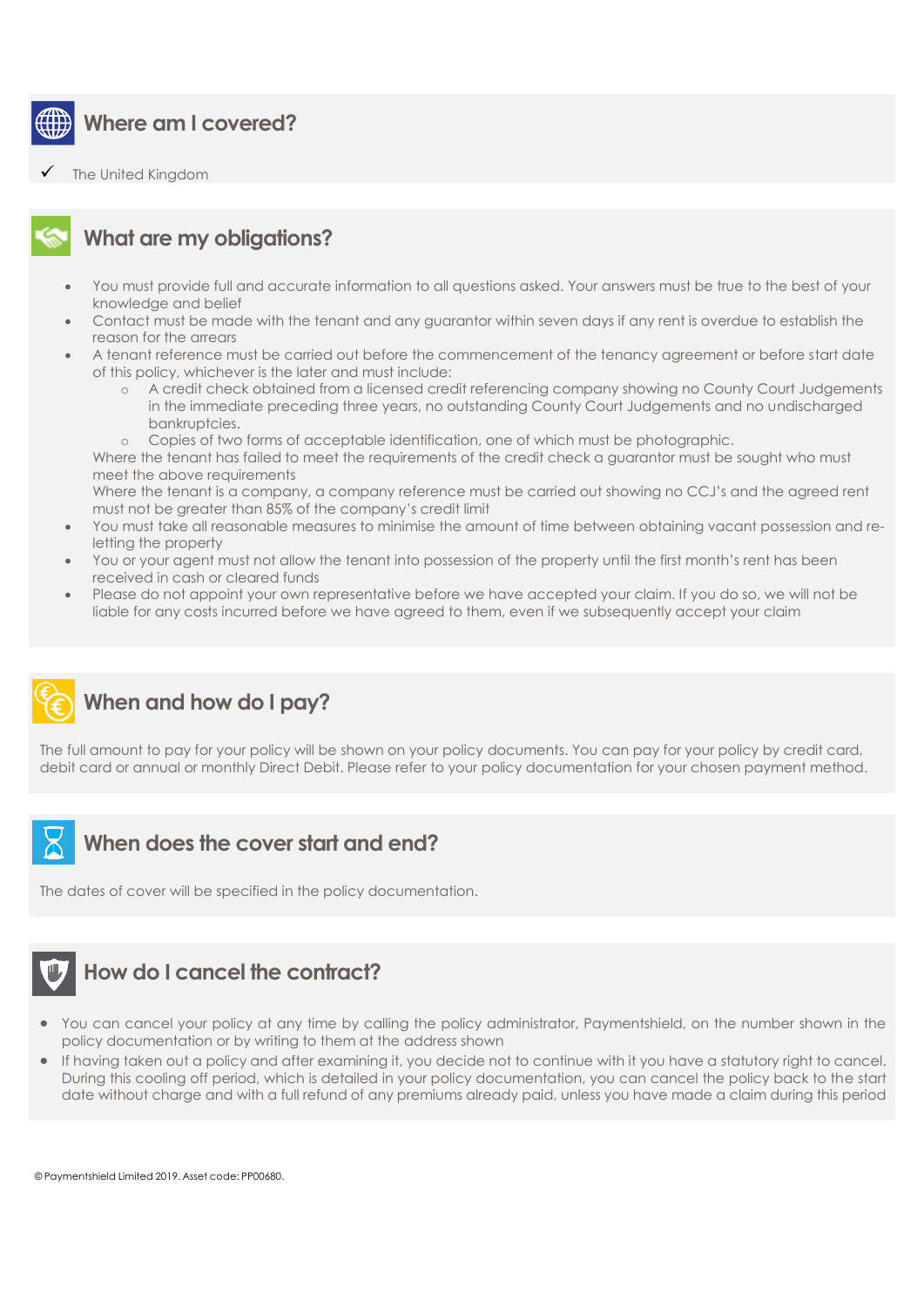## Where am I covered?

- ✓ The United Kingdom

## What are my obligations?

- You must provide full and accurate information to all questions asked. Your answers must be true to the best of your knowledge and belief
- Contact must be made with the tenant and any guarantor within seven days if any rent is overdue to establish the reason for the arrears
- A tenant reference must be carried out before the commencement of the tenancy agreement or before start date of this policy, whichever is the later and must include:
  - A credit check obtained from a licensed credit referencing company showing no County Court Judgements in the immediate preceding three years, no outstanding County Court Judgements and no undischarged bankruptcies.
  - Copies of two forms of acceptable identification, one of which must be photographic.

  Where the tenant has failed to meet the requirements of the credit check a guarantor must be sought who must meet the above requirements

  Where the tenant is a company, a company reference must be carried out showing no CCJ's and the agreed rent must not be greater than 85% of the company's credit limit
- You must take all reasonable measures to minimise the amount of time between obtaining vacant possession and re-letting the property
- You or your agent must not allow the tenant into possession of the property until the first month's rent has been received in cash or cleared funds
- Please do not appoint your own representative before we have accepted your claim. If you do so, we will not be liable for any costs incurred before we have agreed to them, even if we subsequently accept your claim

## When and how do I pay?

The full amount to pay for your policy will be shown on your policy documents. You can pay for your policy by credit card, debit card or annual or monthly Direct Debit. Please refer to your policy documentation for your chosen payment method.

## When does the cover start and end?

The dates of cover will be specified in the policy documentation.

## How do I cancel the contract?

- You can cancel your policy at any time by calling the policy administrator, Paymentshield, on the number shown in the policy documentation or by writing to them at the address shown
- If having taken out a policy and after examining it, you decide not to continue with it you have a statutory right to cancel. During this cooling off period, which is detailed in your policy documentation, you can cancel the policy back to the start date without charge and with a full refund of any premiums already paid, unless you have made a claim during this period

© Paymentshield Limited 2019. Asset code: PP00680.